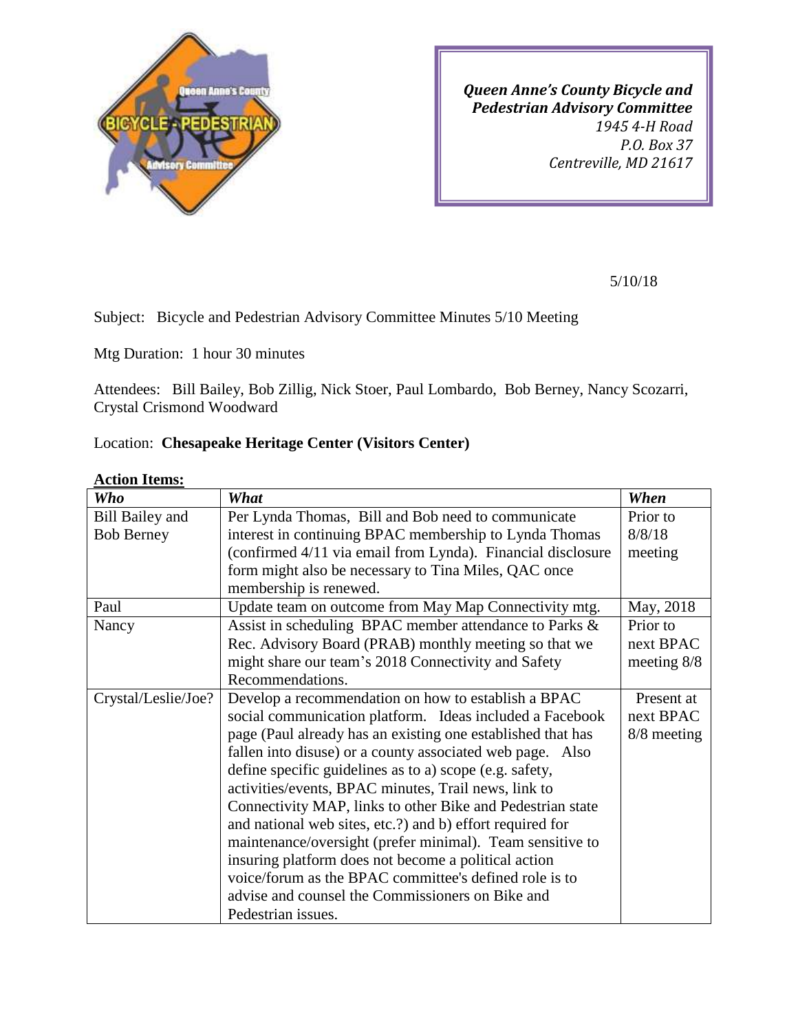***Queen Anne's County Bicycle and Pedestrian Advisory Committee***
*1945 4-H Road*
*P.O. Box 37*
*Centreville, MD 21617*

5/10/18

Subject: Bicycle and Pedestrian Advisory Committee Minutes 5/10 Meeting

Mtg Duration: 1 hour 30 minutes

Attendees: Bill Bailey, Bob Zillig, Nick Stoer, Paul Lombardo, Bob Berney, Nancy Scozarri, Crystal Crismond Woodward

Location: **Chesapeake Heritage Center (Visitors Center)**

**Action Items:**

| *Who* | *What* | *When* |
|---|---|---|
| Bill Bailey and Bob Berney | Per Lynda Thomas, Bill and Bob need to communicate interest in continuing BPAC membership to Lynda Thomas (confirmed 4/11 via email from Lynda). Financial disclosure form might also be necessary to Tina Miles, QAC once membership is renewed. | Prior to 8/8/18 meeting |
| Paul | Update team on outcome from May Map Connectivity mtg. | May, 2018 |
| Nancy | Assist in scheduling BPAC member attendance to Parks & Rec. Advisory Board (PRAB) monthly meeting so that we might share our team's 2018 Connectivity and Safety Recommendations. | Prior to next BPAC meeting 8/8 |
| Crystal/Leslie/Joe? | Develop a recommendation on how to establish a BPAC social communication platform. Ideas included a Facebook page (Paul already has an existing one established that has fallen into disuse) or a county associated web page. Also define specific guidelines as to a) scope (e.g. safety, activities/events, BPAC minutes, Trail news, link to Connectivity MAP, links to other Bike and Pedestrian state and national web sites, etc.?) and b) effort required for maintenance/oversight (prefer minimal). Team sensitive to insuring platform does not become a political action voice/forum as the BPAC committee's defined role is to advise and counsel the Commissioners on Bike and Pedestrian issues. | Present at next BPAC 8/8 meeting |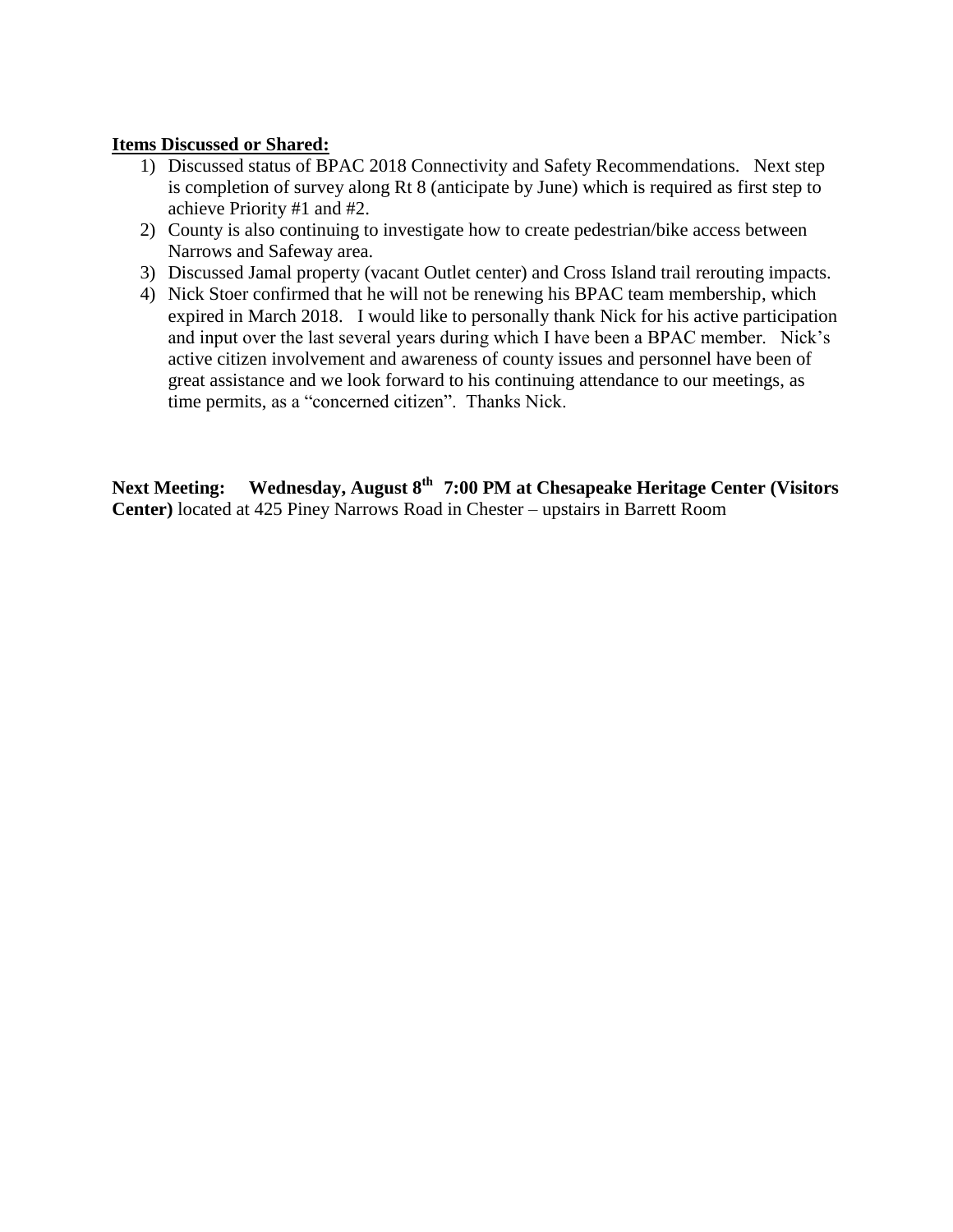**<u>Items Discussed or Shared:</u>**

1) Discussed status of BPAC 2018 Connectivity and Safety Recommendations. Next step is completion of survey along Rt 8 (anticipate by June) which is required as first step to achieve Priority #1 and #2.
2) County is also continuing to investigate how to create pedestrian/bike access between Narrows and Safeway area.
3) Discussed Jamal property (vacant Outlet center) and Cross Island trail rerouting impacts.
4) Nick Stoer confirmed that he will not be renewing his BPAC team membership, which expired in March 2018. I would like to personally thank Nick for his active participation and input over the last several years during which I have been a BPAC member. Nick's active citizen involvement and awareness of county issues and personnel have been of great assistance and we look forward to his continuing attendance to our meetings, as time permits, as a "concerned citizen". Thanks Nick.

**Next Meeting: Wednesday, August 8th 7:00 PM at Chesapeake Heritage Center (Visitors Center)** located at 425 Piney Narrows Road in Chester – upstairs in Barrett Room